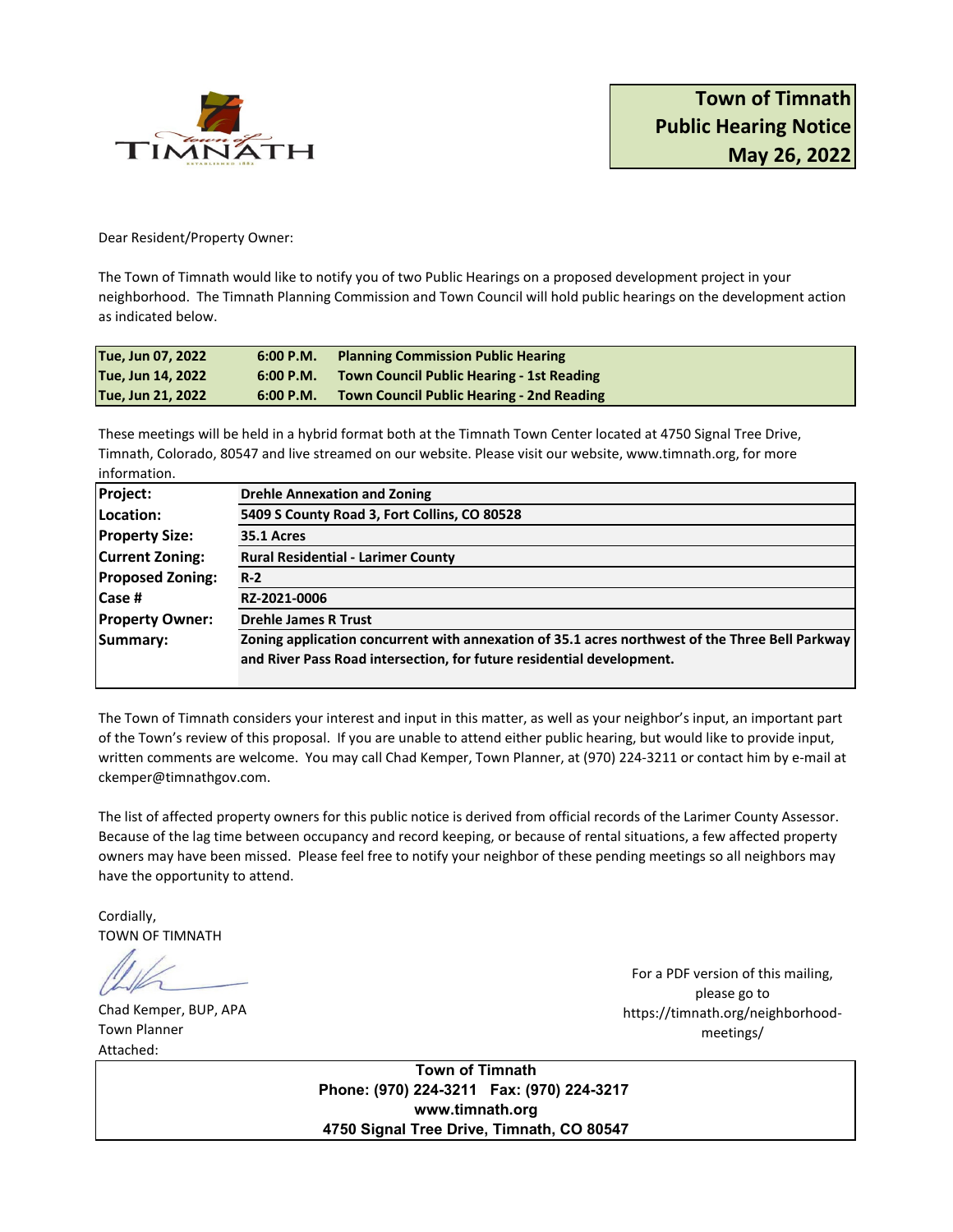# Town of Timnath Public Hearing Notice May 26, 2022

Dear Resident/Property Owner:

The Town of Timnath would like to notify you of two Public Hearings on a proposed development project in your neighborhood. The Timnath Planning Commission and Town Council will hold public hearings on the development action as indicated below.

| | | |
|---|---|---|
| **Tue, Jun 07, 2022** | **6:00 P.M.** | **Planning Commission Public Hearing** |
| **Tue, Jun 14, 2022** | **6:00 P.M.** | **Town Council Public Hearing - 1st Reading** |
| **Tue, Jun 21, 2022** | **6:00 P.M.** | **Town Council Public Hearing - 2nd Reading** |

These meetings will be held in a hybrid format both at the Timnath Town Center located at 4750 Signal Tree Drive, Timnath, Colorado, 80547 and live streamed on our website. Please visit our website, www.timnath.org, for more information.

| | |
|---|---|
| **Project:** | **Drehle Annexation and Zoning** |
| **Location:** | **5409 S County Road 3, Fort Collins, CO 80528** |
| **Property Size:** | **35.1 Acres** |
| **Current Zoning:** | **Rural Residential - Larimer County** |
| **Proposed Zoning:** | **R-2** |
| **Case #** | **RZ-2021-0006** |
| **Property Owner:** | **Drehle James R Trust** |
| **Summary:** | **Zoning application concurrent with annexation of 35.1 acres northwest of the Three Bell Parkway and River Pass Road intersection, for future residential development.** |

The Town of Timnath considers your interest and input in this matter, as well as your neighbor's input, an important part of the Town's review of this proposal. If you are unable to attend either public hearing, but would like to provide input, written comments are welcome. You may call Chad Kemper, Town Planner, at (970) 224-3211 or contact him by e-mail at ckemper@timnathgov.com.

The list of affected property owners for this public notice is derived from official records of the Larimer County Assessor. Because of the lag time between occupancy and record keeping, or because of rental situations, a few affected property owners may have been missed. Please feel free to notify your neighbor of these pending meetings so all neighbors may have the opportunity to attend.

Cordially,
TOWN OF TIMNATH

Chad Kemper, BUP, APA
Town Planner
Attached:

For a PDF version of this mailing, please go to https://timnath.org/neighborhood-meetings/

**Town of Timnath**
**Phone: (970) 224-3211 Fax: (970) 224-3217**
**www.timnath.org**
**4750 Signal Tree Drive, Timnath, CO 80547**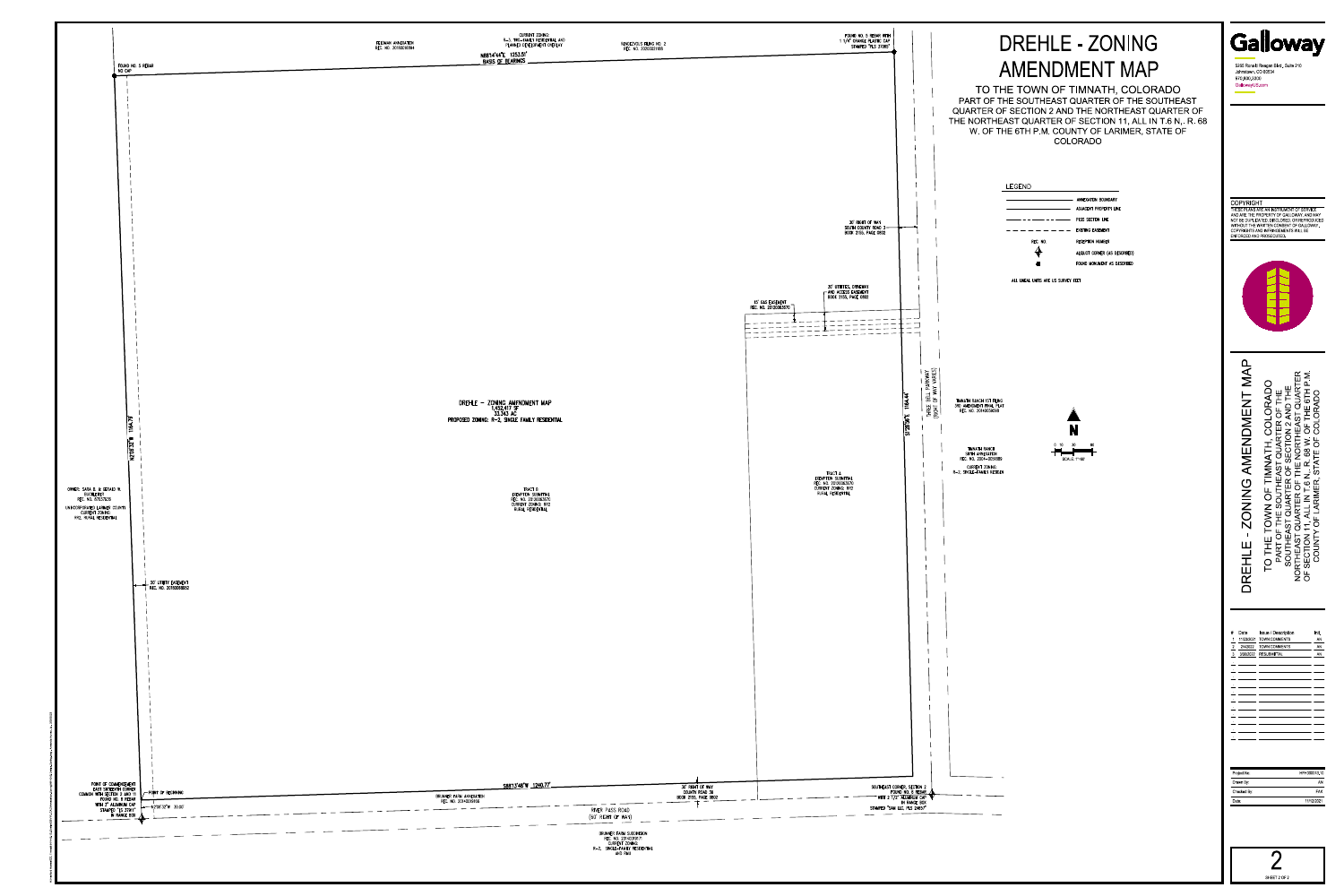# DREHLE - ZONING AMENDMENT MAP

TO THE TOWN OF TIMNATH, COLORADO
PART OF THE SOUTHEAST QUARTER OF THE SOUTHEAST QUARTER OF SECTION 2 AND THE NORTHEAST QUARTER OF THE NORTHEAST QUARTER OF SECTION 11, ALL IN T.6 N., R. 68 W. OF THE 6TH P.M. COUNTY OF LARIMER, STATE OF COLORADO

## LEGEND

- ANNEXATION BOUNDARY
- ADJACENT PROPERTY LINE
- 1/16 SECTION LINE
- EXISTING EASEMENT
- REC. NO. — RECEPTION NUMBER
- ALIQUOT CORNER (AS DESCRIBED)
- FOUND MONUMENT AS DESCRIBED

ALL LINEAL UNITS ARE US SURVEY FEET

N

SCALE: 1"=60'

DREHLE - ZONING AMENDMENT MAP
1,452,417 SF
33.343 AC
PROPOSED ZONING: R-2, SINGLE FAMILY RESIDENTIAL

FOUND NO. 5 REBAR NO CAP

REDMAN ANNEXATION
REC. NO. 20150036894

CURRENT ZONING:
R-2, TWO-FAMILY RESIDENTIAL AND PLANNED DEVELOPMENT OVERLAY

RENDEZVOUS FILING NO. 2
REC. NO. 20200031988

N88°14'44"E 1253.97'
BASIS OF BEARINGS

FOUND NO. 6 REBAR WITH 1 1/4" ORANGE PLASTIC CAP STAMPED "PLS 27097"

30' RIGHT OF WAY
SOUTH COUNTY ROAD 3
BOOK 2155, PAGE 0832

30' UTILITIES, DRIVEWAY AND ACCESS EASEMENT
BOOK 2155, PAGE 0832

15' GAS EASEMENT
REC. NO. 20200063570

THREE BELL PARKWAY
(RIGHT OF WAY VARIES)

S1°29'56"E 1164.44'

TIMNATH RANCH 5TH FILING
3RD AMENDMENT FINAL PLAT
REC. NO. 20140036345

TIMNATH RANCH
18TH ANNEXATION
REC. NO. 2004-0058185
CURRENT ZONING:
R-2, SINGLE-FAMILY RESIDEN

TRACT A
EXEMPTION SUBMITTAL
REC. NO. 20200063570
CURRENT ZONING: RR2
RURAL RESIDENTIAL

TRACT B
EXEMPTION SUBMITTAL
REC. NO. 20200063570
CURRENT ZONING: RR2
RURAL RESIDENTIAL

N2°18'32"W 1164.79'

OWNER: SARA D. & GERALD W. RICHARDSON
REC. NO. 97037636
UNINCORPORATED LARIMER COUNTY
CURRENT ZONING:
FO1, RURAL RESIDENTIAL

30' UTILITY EASEMENT
REC. NO. 20190006652

POINT OF COMMENCEMENT
EAST SIXTEENTH CORNER COMMON WITH SECTION 2 AND 11
FOUND NO. 6 REBAR WITH 2" ALUMINUM CAP STAMPED "LS 27991" IN RANGE BOX

POINT OF BEGINNING

N2°06'32"W 30.00'

S88°13'48"W 1240.77'

BRUNNER FARM ANNEXATION
REC. NO. 20140036958

30' RIGHT OF WAY
COUNTY ROAD 38
BOOK 2155, PAGE 0832

RIVER PASS ROAD
(60' RIGHT OF WAY)

BRUNNER FARM SUBDIVISION
REC. NO. 20140036957
CURRENT ZONING:
R-2, SINGLE-FAMILY RESIDENTIAL AND PUD

SOUTHEAST CORNER, SECTION 2
FOUND NO. 6 REBAR WITH 2 1/2" ALUMINUM CAP IN RANGE BOX STAMPED "SAM LLC, PLS 25937"

**Galloway**
5265 Ronald Reagan Blvd., Suite 210
Johnstown, CO 80534
970.800.3300
GallowayUS.com

COPYRIGHT
THESE PLANS ARE AN INSTRUMENT OF SERVICE AND ARE THE PROPERTY OF GALLOWAY, AND MAY NOT BE DUPLICATED, DISCLOSED, OR REPRODUCED WITHOUT THE WRITTEN CONSENT OF GALLOWAY. COPYRIGHTS AND INFRINGEMENTS WILL BE ENFORCED AND PROSECUTED.

DREHLE - ZONING AMENDMENT MAP
TO THE TOWN OF TIMNATH, COLORADO
PART OF THE SOUTHEAST QUARTER OF THE SOUTHEAST QUARTER OF SECTION 2 AND THE NORTHEAST QUARTER OF THE NORTHEAST QUARTER OF SECTION 11, ALL IN T.6 N., R. 68 W. OF THE 6TH P.M. COUNTY OF LARIMER, STATE OF COLORADO

| # | Date | Issue / Description | Init. |
|---|---|---|---|
| 1 | 1/12/2022 | TOWN COMMENTS | AN |
| 2 | 2/4/2022 | TOWN COMMENTS | AN |
| 3 | 3/8/2022 | RESUBMITTAL | AN |

| | |
|---|---|
| Project No: | HPH000013.10 |
| Drawn By: | AN |
| Checked By: | RAK |
| Date: | 11/12/2021 |

2
SHEET 2 OF 2